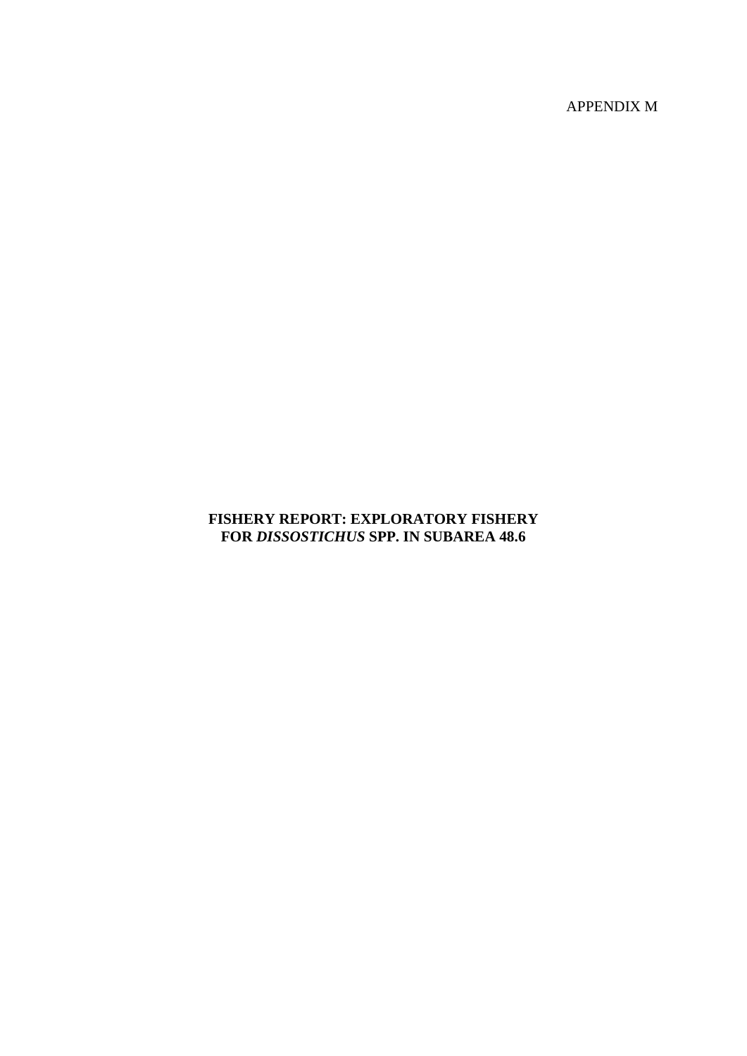APPENDIX M

# FISHERY REPORT: EXPLORATORY FISHERY FOR *DISSOSTICHUS* SPP. IN SUBAREA 48.6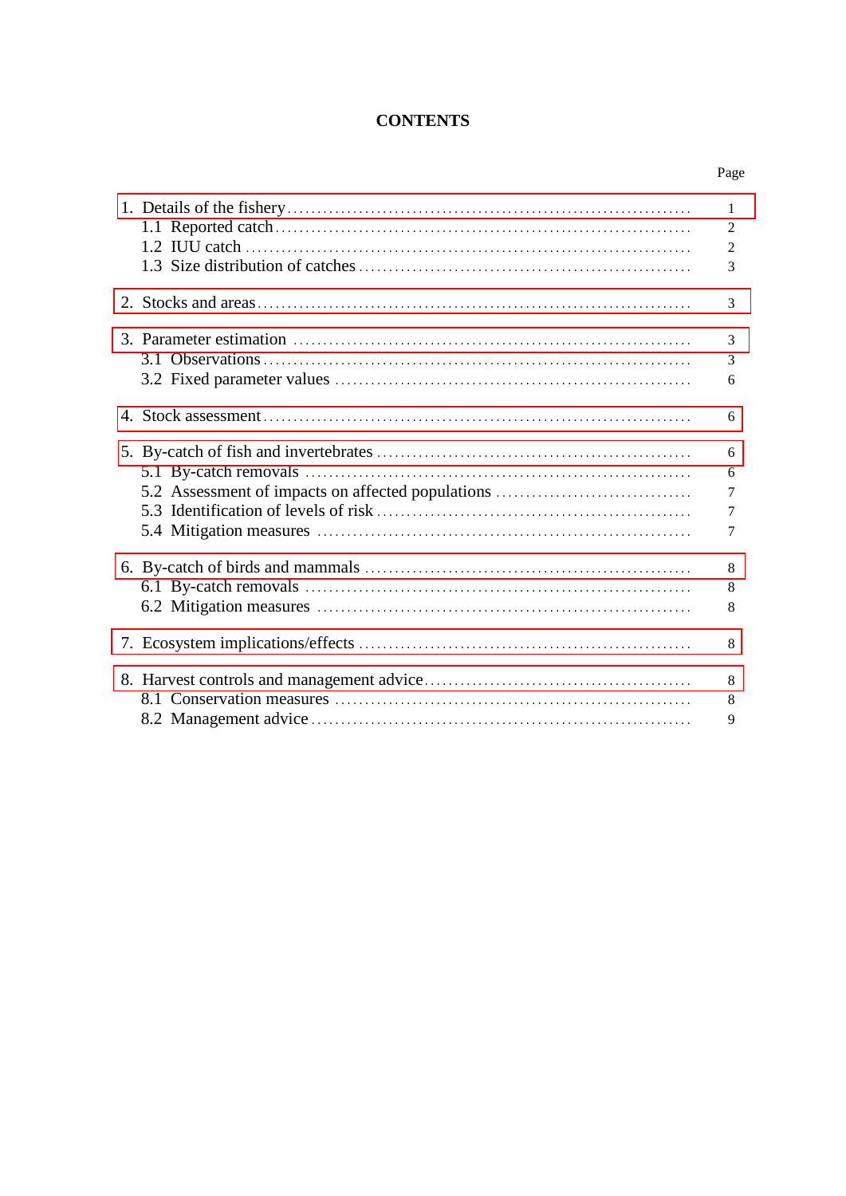# CONTENTS

| | Page |
|---|---|
| 1. Details of the fishery | 1 |
| 1.1 Reported catch | 2 |
| 1.2 IUU catch | 2 |
| 1.3 Size distribution of catches | 3 |
| 2. Stocks and areas | 3 |
| 3. Parameter estimation | 3 |
| 3.1 Observations | 3 |
| 3.2 Fixed parameter values | 6 |
| 4. Stock assessment | 6 |
| 5. By-catch of fish and invertebrates | 6 |
| 5.1 By-catch removals | 6 |
| 5.2 Assessment of impacts on affected populations | 7 |
| 5.3 Identification of levels of risk | 7 |
| 5.4 Mitigation measures | 7 |
| 6. By-catch of birds and mammals | 8 |
| 6.1 By-catch removals | 8 |
| 6.2 Mitigation measures | 8 |
| 7. Ecosystem implications/effects | 8 |
| 8. Harvest controls and management advice | 8 |
| 8.1 Conservation measures | 8 |
| 8.2 Management advice | 9 |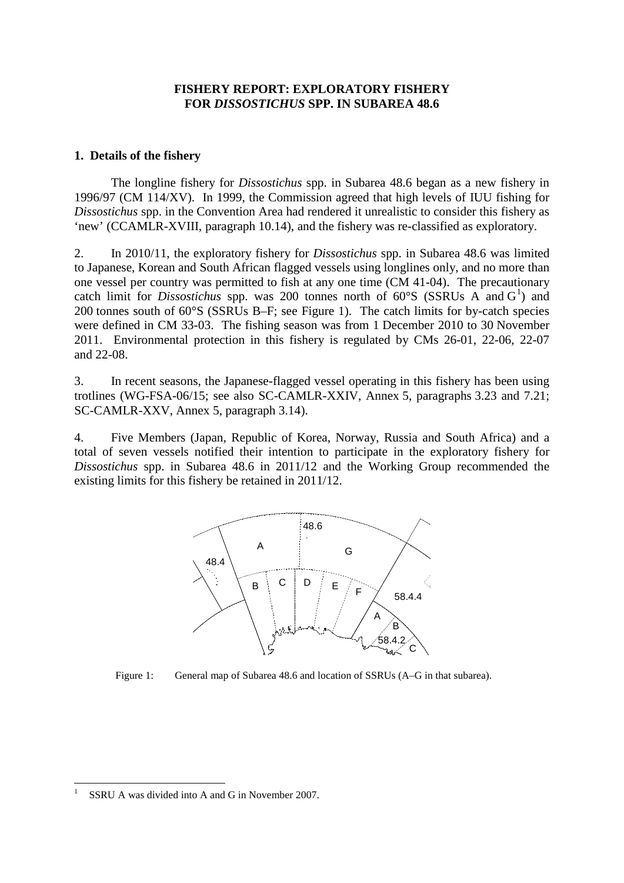## FISHERY REPORT: EXPLORATORY FISHERY FOR *DISSOSTICHUS* SPP. IN SUBAREA 48.6

### 1. Details of the fishery

The longline fishery for *Dissostichus* spp. in Subarea 48.6 began as a new fishery in 1996/97 (CM 114/XV). In 1999, the Commission agreed that high levels of IUU fishing for *Dissostichus* spp. in the Convention Area had rendered it unrealistic to consider this fishery as 'new' (CCAMLR-XVIII, paragraph 10.14), and the fishery was re-classified as exploratory.

2. In 2010/11, the exploratory fishery for *Dissostichus* spp. in Subarea 48.6 was limited to Japanese, Korean and South African flagged vessels using longlines only, and no more than one vessel per country was permitted to fish at any one time (CM 41-04). The precautionary catch limit for *Dissostichus* spp. was 200 tonnes north of 60°S (SSRUs A and G[1]) and 200 tonnes south of 60°S (SSRUs B–F; see Figure 1). The catch limits for by-catch species were defined in CM 33-03. The fishing season was from 1 December 2010 to 30 November 2011. Environmental protection in this fishery is regulated by CMs 26-01, 22-06, 22-07 and 22-08.

3. In recent seasons, the Japanese-flagged vessel operating in this fishery has been using trotlines (WG-FSA-06/15; see also SC-CAMLR-XXIV, Annex 5, paragraphs 3.23 and 7.21; SC-CAMLR-XXV, Annex 5, paragraph 3.14).

4. Five Members (Japan, Republic of Korea, Norway, Russia and South Africa) and a total of seven vessels notified their intention to participate in the exploratory fishery for *Dissostichus* spp. in Subarea 48.6 in 2011/12 and the Working Group recommended the existing limits for this fishery be retained in 2011/12.

Figure 1: General map of Subarea 48.6 and location of SSRUs (A–G in that subarea).

[1] SSRU A was divided into A and G in November 2007.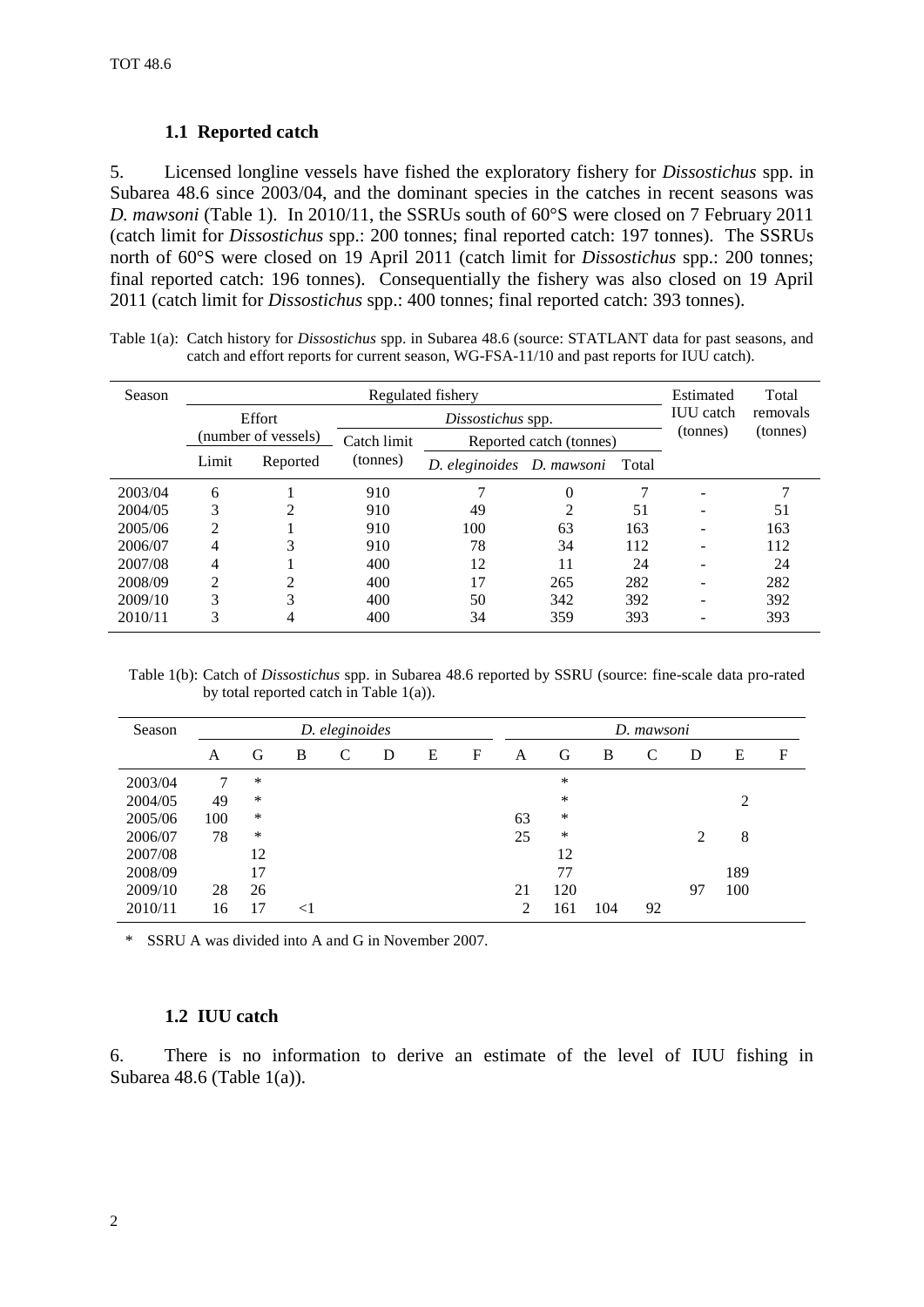### 1.1 Reported catch

5. Licensed longline vessels have fished the exploratory fishery for *Dissostichus* spp. in Subarea 48.6 since 2003/04, and the dominant species in the catches in recent seasons was *D. mawsoni* (Table 1). In 2010/11, the SSRUs south of 60°S were closed on 7 February 2011 (catch limit for *Dissostichus* spp.: 200 tonnes; final reported catch: 197 tonnes). The SSRUs north of 60°S were closed on 19 April 2011 (catch limit for *Dissostichus* spp.: 200 tonnes; final reported catch: 196 tonnes). Consequentially the fishery was also closed on 19 April 2011 (catch limit for *Dissostichus* spp.: 400 tonnes; final reported catch: 393 tonnes).

Table 1(a): Catch history for *Dissostichus* spp. in Subarea 48.6 (source: STATLANT data for past seasons, and catch and effort reports for current season, WG-FSA-11/10 and past reports for IUU catch).

| Season | Regulated fishery | | | | | | Estimated IUU catch (tonnes) | Total removals (tonnes) |
|---|---|---|---|---|---|---|---|---|
| | Effort (number of vessels) | | *Dissostichus* spp. | | | | | |
| | | | Catch limit (tonnes) | Reported catch (tonnes) | | | | |
| | Limit | Reported | | *D. eleginoides* | *D. mawsoni* | Total | | |
| 2003/04 | 6 | 1 | 910 | 7 | 0 | 7 | - | 7 |
| 2004/05 | 3 | 2 | 910 | 49 | 2 | 51 | - | 51 |
| 2005/06 | 2 | 1 | 910 | 100 | 63 | 163 | - | 163 |
| 2006/07 | 4 | 3 | 910 | 78 | 34 | 112 | - | 112 |
| 2007/08 | 4 | 1 | 400 | 12 | 11 | 24 | - | 24 |
| 2008/09 | 2 | 2 | 400 | 17 | 265 | 282 | - | 282 |
| 2009/10 | 3 | 3 | 400 | 50 | 342 | 392 | - | 392 |
| 2010/11 | 3 | 4 | 400 | 34 | 359 | 393 | - | 393 |

Table 1(b): Catch of *Dissostichus* spp. in Subarea 48.6 reported by SSRU (source: fine-scale data pro-rated by total reported catch in Table 1(a)).

| Season | *D. eleginoides* | | | | | | | *D. mawsoni* | | | | | | |
|---|---|---|---|---|---|---|---|---|---|---|---|---|---|---|
| | A | G | B | C | D | E | F | A | G | B | C | D | E | F |
| 2003/04 | 7 | * | | | | | | | * | | | | | |
| 2004/05 | 49 | * | | | | | | | * | | | | 2 | |
| 2005/06 | 100 | * | | | | | | 63 | * | | | | | |
| 2006/07 | 78 | * | | | | | | 25 | * | | | 2 | 8 | |
| 2007/08 | | 12 | | | | | | | 12 | | | | | |
| 2008/09 | | 17 | | | | | | | 77 | | | | 189 | |
| 2009/10 | 28 | 26 | | | | | | 21 | 120 | | | 97 | 100 | |
| 2010/11 | 16 | 17 | <1 | | | | | 2 | 161 | 104 | 92 | | | |

\* SSRU A was divided into A and G in November 2007.

### 1.2 IUU catch

6. There is no information to derive an estimate of the level of IUU fishing in Subarea 48.6 (Table 1(a)).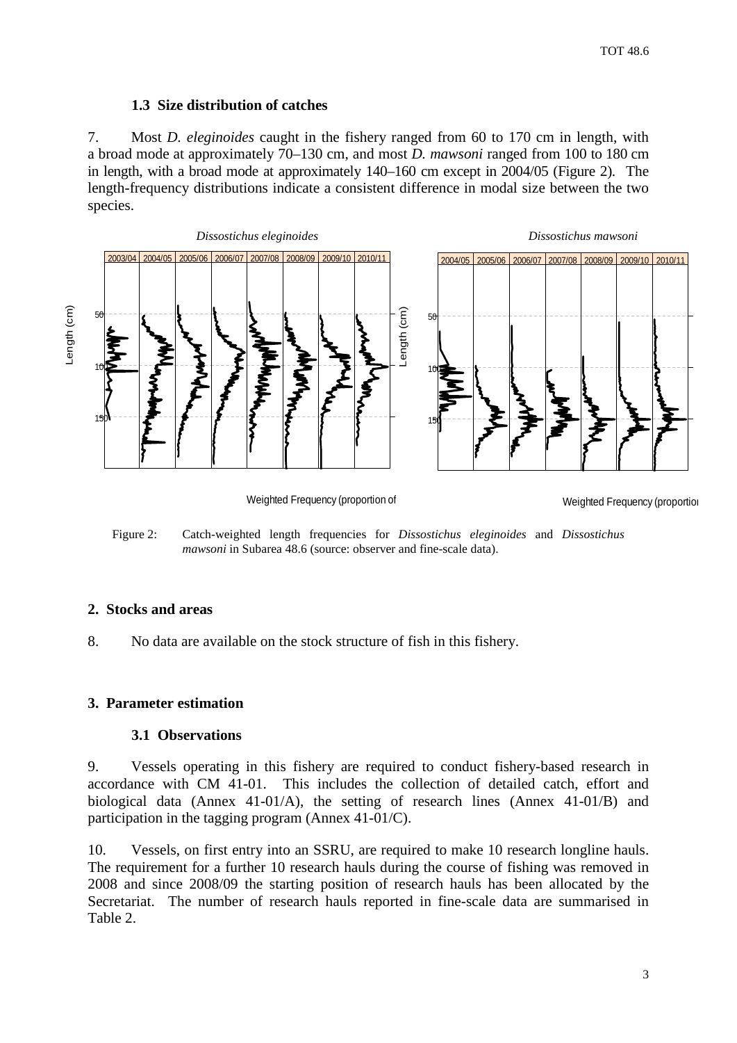### 1.3 Size distribution of catches

7. Most *D. eleginoides* caught in the fishery ranged from 60 to 170 cm in length, with a broad mode at approximately 70–130 cm, and most *D. mawsoni* ranged from 100 to 180 cm in length, with a broad mode at approximately 140–160 cm except in 2004/05 (Figure 2). The length-frequency distributions indicate a consistent difference in modal size between the two species.

Figure 2: Catch-weighted length frequencies for *Dissostichus eleginoides* and *Dissostichus mawsoni* in Subarea 48.6 (source: observer and fine-scale data).

## 2. Stocks and areas

8. No data are available on the stock structure of fish in this fishery.

## 3. Parameter estimation

### 3.1 Observations

9. Vessels operating in this fishery are required to conduct fishery-based research in accordance with CM 41-01. This includes the collection of detailed catch, effort and biological data (Annex 41-01/A), the setting of research lines (Annex 41-01/B) and participation in the tagging program (Annex 41-01/C).

10. Vessels, on first entry into an SSRU, are required to make 10 research longline hauls. The requirement for a further 10 research hauls during the course of fishing was removed in 2008 and since 2008/09 the starting position of research hauls has been allocated by the Secretariat. The number of research hauls reported in fine-scale data are summarised in Table 2.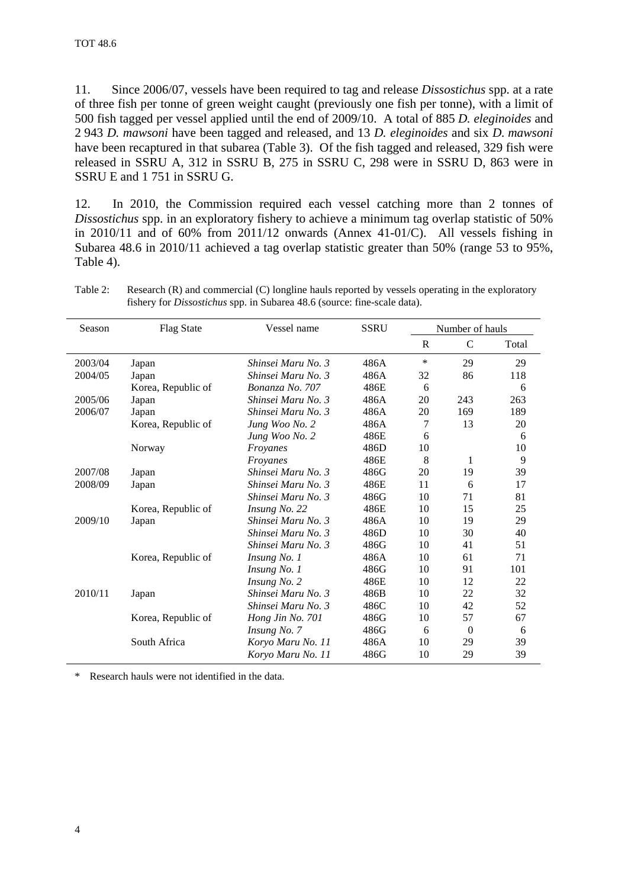11. Since 2006/07, vessels have been required to tag and release *Dissostichus* spp. at a rate of three fish per tonne of green weight caught (previously one fish per tonne), with a limit of 500 fish tagged per vessel applied until the end of 2009/10. A total of 885 *D. eleginoides* and 2 943 *D. mawsoni* have been tagged and released, and 13 *D. eleginoides* and six *D. mawsoni* have been recaptured in that subarea (Table 3). Of the fish tagged and released, 329 fish were released in SSRU A, 312 in SSRU B, 275 in SSRU C, 298 were in SSRU D, 863 were in SSRU E and 1 751 in SSRU G.

12. In 2010, the Commission required each vessel catching more than 2 tonnes of *Dissostichus* spp. in an exploratory fishery to achieve a minimum tag overlap statistic of 50% in 2010/11 and of 60% from 2011/12 onwards (Annex 41-01/C). All vessels fishing in Subarea 48.6 in 2010/11 achieved a tag overlap statistic greater than 50% (range 53 to 95%, Table 4).

Table 2: Research (R) and commercial (C) longline hauls reported by vessels operating in the exploratory fishery for *Dissostichus* spp. in Subarea 48.6 (source: fine-scale data).

| Season | Flag State | Vessel name | SSRU | Number of hauls | | |
|---|---|---|---|---|---|---|
| | | | | R | C | Total |
| 2003/04 | Japan | *Shinsei Maru No. 3* | 486A | * | 29 | 29 |
| 2004/05 | Japan | *Shinsei Maru No. 3* | 486A | 32 | 86 | 118 |
| | Korea, Republic of | *Bonanza No. 707* | 486E | 6 | | 6 |
| 2005/06 | Japan | *Shinsei Maru No. 3* | 486A | 20 | 243 | 263 |
| 2006/07 | Japan | *Shinsei Maru No. 3* | 486A | 20 | 169 | 189 |
| | Korea, Republic of | *Jung Woo No. 2* | 486A | 7 | 13 | 20 |
| | | *Jung Woo No. 2* | 486E | 6 | | 6 |
| | Norway | *Froyanes* | 486D | 10 | | 10 |
| | | *Froyanes* | 486E | 8 | 1 | 9 |
| 2007/08 | Japan | *Shinsei Maru No. 3* | 486G | 20 | 19 | 39 |
| 2008/09 | Japan | *Shinsei Maru No. 3* | 486E | 11 | 6 | 17 |
| | | *Shinsei Maru No. 3* | 486G | 10 | 71 | 81 |
| | Korea, Republic of | *Insung No. 22* | 486E | 10 | 15 | 25 |
| 2009/10 | Japan | *Shinsei Maru No. 3* | 486A | 10 | 19 | 29 |
| | | *Shinsei Maru No. 3* | 486D | 10 | 30 | 40 |
| | | *Shinsei Maru No. 3* | 486G | 10 | 41 | 51 |
| | Korea, Republic of | *Insung No. 1* | 486A | 10 | 61 | 71 |
| | | *Insung No. 1* | 486G | 10 | 91 | 101 |
| | | *Insung No. 2* | 486E | 10 | 12 | 22 |
| 2010/11 | Japan | *Shinsei Maru No. 3* | 486B | 10 | 22 | 32 |
| | | *Shinsei Maru No. 3* | 486C | 10 | 42 | 52 |
| | Korea, Republic of | *Hong Jin No. 701* | 486G | 10 | 57 | 67 |
| | | *Insung No. 7* | 486G | 6 | 0 | 6 |
| | South Africa | *Koryo Maru No. 11* | 486A | 10 | 29 | 39 |
| | | *Koryo Maru No. 11* | 486G | 10 | 29 | 39 |

\* Research hauls were not identified in the data.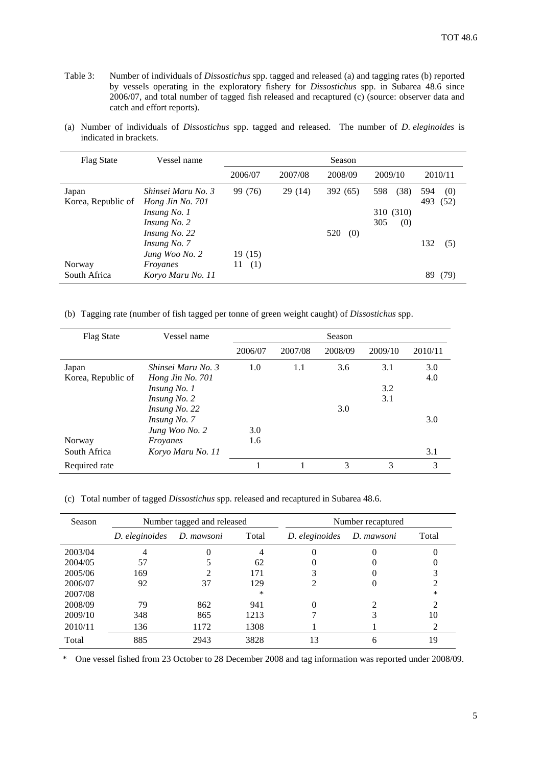Table 3: Number of individuals of *Dissostichus* spp. tagged and released (a) and tagging rates (b) reported by vessels operating in the exploratory fishery for *Dissostichus* spp. in Subarea 48.6 since 2006/07, and total number of tagged fish released and recaptured (c) (source: observer data and catch and effort reports).

(a) Number of individuals of *Dissostichus* spp. tagged and released. The number of *D. eleginoides* is indicated in brackets.

| Flag State | Vessel name | Season | | | | |
|---|---|---|---|---|---|---|
| | | 2006/07 | 2007/08 | 2008/09 | 2009/10 | 2010/11 |
| Japan | *Shinsei Maru No. 3* | 99 (76) | 29 (14) | 392 (65) | 598 (38) | 594 (0) |
| Korea, Republic of | *Hong Jin No. 701* | | | | | 493 (52) |
| | *Insung No. 1* | | | | 310 (310) | |
| | *Insung No. 2* | | | | 305 (0) | |
| | *Insung No. 22* | | | 520 (0) | | |
| | *Insung No. 7* | | | | | 132 (5) |
| | *Jung Woo No. 2* | 19 (15) | | | | |
| Norway | *Froyanes* | 11 (1) | | | | |
| South Africa | *Koryo Maru No. 11* | | | | | 89 (79) |

(b) Tagging rate (number of fish tagged per tonne of green weight caught) of *Dissostichus* spp.

| Flag State | Vessel name | Season | | | | |
|---|---|---|---|---|---|---|
| | | 2006/07 | 2007/08 | 2008/09 | 2009/10 | 2010/11 |
| Japan | *Shinsei Maru No. 3* | 1.0 | 1.1 | 3.6 | 3.1 | 3.0 |
| Korea, Republic of | *Hong Jin No. 701* | | | | | 4.0 |
| | *Insung No. 1* | | | | 3.2 | |
| | *Insung No. 2* | | | | 3.1 | |
| | *Insung No. 22* | | | 3.0 | | |
| | *Insung No. 7* | | | | | 3.0 |
| | *Jung Woo No. 2* | 3.0 | | | | |
| Norway | *Froyanes* | 1.6 | | | | |
| South Africa | *Koryo Maru No. 11* | | | | | 3.1 |
| Required rate | | 1 | 1 | 3 | 3 | 3 |

(c) Total number of tagged *Dissostichus* spp. released and recaptured in Subarea 48.6.

| Season | Number tagged and released | | | Number recaptured | | |
|---|---|---|---|---|---|---|
| | *D. eleginoides* | *D. mawsoni* | Total | *D. eleginoides* | *D. mawsoni* | Total |
| 2003/04 | 4 | 0 | 4 | 0 | 0 | 0 |
| 2004/05 | 57 | 5 | 62 | 0 | 0 | 0 |
| 2005/06 | 169 | 2 | 171 | 3 | 0 | 3 |
| 2006/07 | 92 | 37 | 129 | 2 | 0 | 2 |
| 2007/08 | | | * | | | * |
| 2008/09 | 79 | 862 | 941 | 0 | 2 | 2 |
| 2009/10 | 348 | 865 | 1213 | 7 | 3 | 10 |
| 2010/11 | 136 | 1172 | 1308 | 1 | 1 | 2 |
| Total | 885 | 2943 | 3828 | 13 | 6 | 19 |

\* One vessel fished from 23 October to 28 December 2008 and tag information was reported under 2008/09.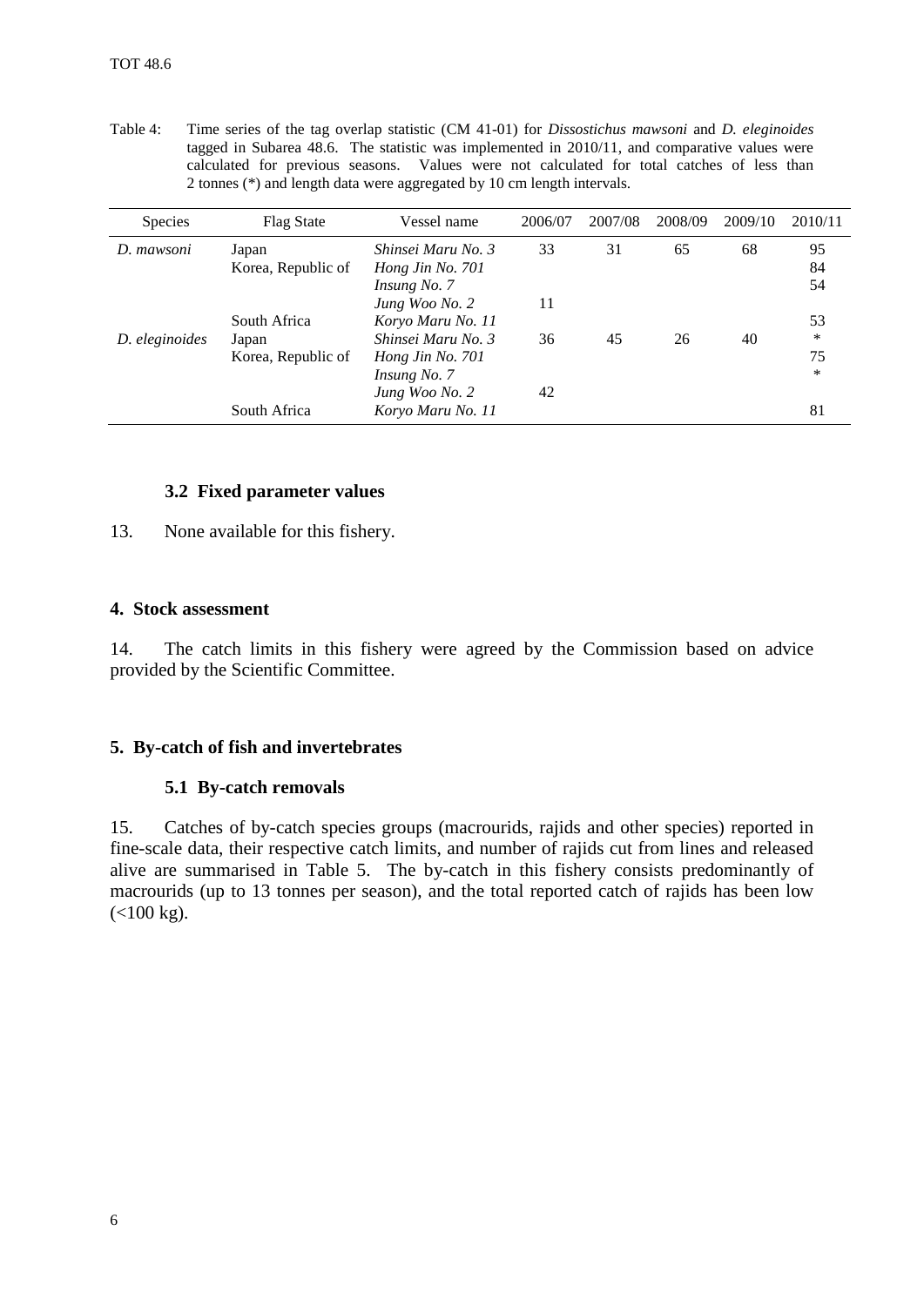Table 4: Time series of the tag overlap statistic (CM 41-01) for *Dissostichus mawsoni* and *D. eleginoides* tagged in Subarea 48.6. The statistic was implemented in 2010/11, and comparative values were calculated for previous seasons. Values were not calculated for total catches of less than 2 tonnes (*) and length data were aggregated by 10 cm length intervals.

| Species | Flag State | Vessel name | 2006/07 | 2007/08 | 2008/09 | 2009/10 | 2010/11 |
|---|---|---|---|---|---|---|---|
| *D. mawsoni* | Japan | *Shinsei Maru No. 3* | 33 | 31 | 65 | 68 | 95 |
| | Korea, Republic of | *Hong Jin No. 701* | | | | | 84 |
| | | *Insung No. 7* | | | | | 54 |
| | | *Jung Woo No. 2* | 11 | | | | |
| | South Africa | *Koryo Maru No. 11* | | | | | 53 |
| *D. eleginoides* | Japan | *Shinsei Maru No. 3* | 36 | 45 | 26 | 40 | * |
| | Korea, Republic of | *Hong Jin No. 701* | | | | | 75 |
| | | *Insung No. 7* | | | | | * |
| | | *Jung Woo No. 2* | 42 | | | | |
| | South Africa | *Koryo Maru No. 11* | | | | | 81 |

### 3.2 Fixed parameter values

13. None available for this fishery.

## 4. Stock assessment

14. The catch limits in this fishery were agreed by the Commission based on advice provided by the Scientific Committee.

## 5. By-catch of fish and invertebrates

### 5.1 By-catch removals

15. Catches of by-catch species groups (macrourids, rajids and other species) reported in fine-scale data, their respective catch limits, and number of rajids cut from lines and released alive are summarised in Table 5. The by-catch in this fishery consists predominantly of macrourids (up to 13 tonnes per season), and the total reported catch of rajids has been low (<100 kg).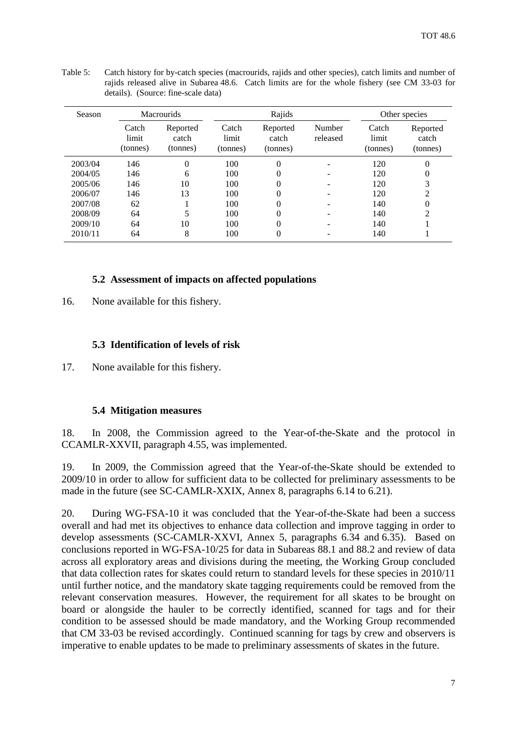Table 5: Catch history for by-catch species (macrourids, rajids and other species), catch limits and number of rajids released alive in Subarea 48.6. Catch limits are for the whole fishery (see CM 33-03 for details). (Source: fine-scale data)

| Season | Macrourids | | Rajids | | | Other species | |
|---|---|---|---|---|---|---|---|
| | Catch limit (tonnes) | Reported catch (tonnes) | Catch limit (tonnes) | Reported catch (tonnes) | Number released | Catch limit (tonnes) | Reported catch (tonnes) |
| 2003/04 | 146 | 0 | 100 | 0 | - | 120 | 0 |
| 2004/05 | 146 | 6 | 100 | 0 | - | 120 | 0 |
| 2005/06 | 146 | 10 | 100 | 0 | - | 120 | 3 |
| 2006/07 | 146 | 13 | 100 | 0 | - | 120 | 2 |
| 2007/08 | 62 | 1 | 100 | 0 | - | 140 | 0 |
| 2008/09 | 64 | 5 | 100 | 0 | - | 140 | 2 |
| 2009/10 | 64 | 10 | 100 | 0 | - | 140 | 1 |
| 2010/11 | 64 | 8 | 100 | 0 | - | 140 | 1 |

### 5.2 Assessment of impacts on affected populations

16. None available for this fishery.

### 5.3 Identification of levels of risk

17. None available for this fishery.

### 5.4 Mitigation measures

18. In 2008, the Commission agreed to the Year-of-the-Skate and the protocol in CCAMLR-XXVII, paragraph 4.55, was implemented.

19. In 2009, the Commission agreed that the Year-of-the-Skate should be extended to 2009/10 in order to allow for sufficient data to be collected for preliminary assessments to be made in the future (see SC-CAMLR-XXIX, Annex 8, paragraphs 6.14 to 6.21).

20. During WG-FSA-10 it was concluded that the Year-of-the-Skate had been a success overall and had met its objectives to enhance data collection and improve tagging in order to develop assessments (SC-CAMLR-XXVI, Annex 5, paragraphs 6.34 and 6.35). Based on conclusions reported in WG-FSA-10/25 for data in Subareas 88.1 and 88.2 and review of data across all exploratory areas and divisions during the meeting, the Working Group concluded that data collection rates for skates could return to standard levels for these species in 2010/11 until further notice, and the mandatory skate tagging requirements could be removed from the relevant conservation measures. However, the requirement for all skates to be brought on board or alongside the hauler to be correctly identified, scanned for tags and for their condition to be assessed should be made mandatory, and the Working Group recommended that CM 33-03 be revised accordingly. Continued scanning for tags by crew and observers is imperative to enable updates to be made to preliminary assessments of skates in the future.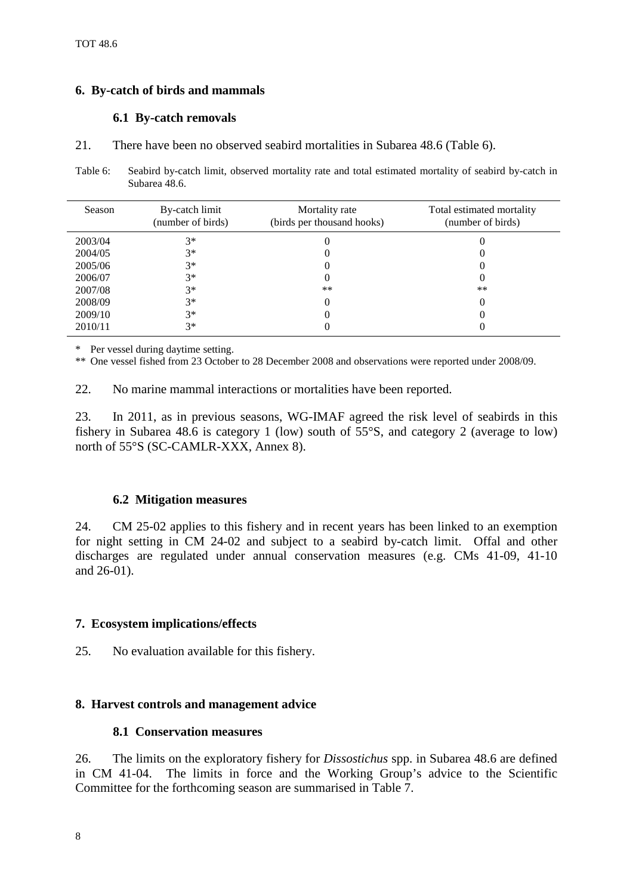## 6. By-catch of birds and mammals

### 6.1 By-catch removals

21. There have been no observed seabird mortalities in Subarea 48.6 (Table 6).

Table 6: Seabird by-catch limit, observed mortality rate and total estimated mortality of seabird by-catch in Subarea 48.6.

| Season | By-catch limit (number of birds) | Mortality rate (birds per thousand hooks) | Total estimated mortality (number of birds) |
|---|---|---|---|
| 2003/04 | 3* | 0 | 0 |
| 2004/05 | 3* | 0 | 0 |
| 2005/06 | 3* | 0 | 0 |
| 2006/07 | 3* | 0 | 0 |
| 2007/08 | 3* | ** | ** |
| 2008/09 | 3* | 0 | 0 |
| 2009/10 | 3* | 0 | 0 |
| 2010/11 | 3* | 0 | 0 |

\* Per vessel during daytime setting.
** One vessel fished from 23 October to 28 December 2008 and observations were reported under 2008/09.

22. No marine mammal interactions or mortalities have been reported.

23. In 2011, as in previous seasons, WG-IMAF agreed the risk level of seabirds in this fishery in Subarea 48.6 is category 1 (low) south of 55°S, and category 2 (average to low) north of 55°S (SC-CAMLR-XXX, Annex 8).

### 6.2 Mitigation measures

24. CM 25-02 applies to this fishery and in recent years has been linked to an exemption for night setting in CM 24-02 and subject to a seabird by-catch limit. Offal and other discharges are regulated under annual conservation measures (e.g. CMs 41-09, 41-10 and 26-01).

## 7. Ecosystem implications/effects

25. No evaluation available for this fishery.

## 8. Harvest controls and management advice

### 8.1 Conservation measures

26. The limits on the exploratory fishery for *Dissostichus* spp. in Subarea 48.6 are defined in CM 41-04. The limits in force and the Working Group's advice to the Scientific Committee for the forthcoming season are summarised in Table 7.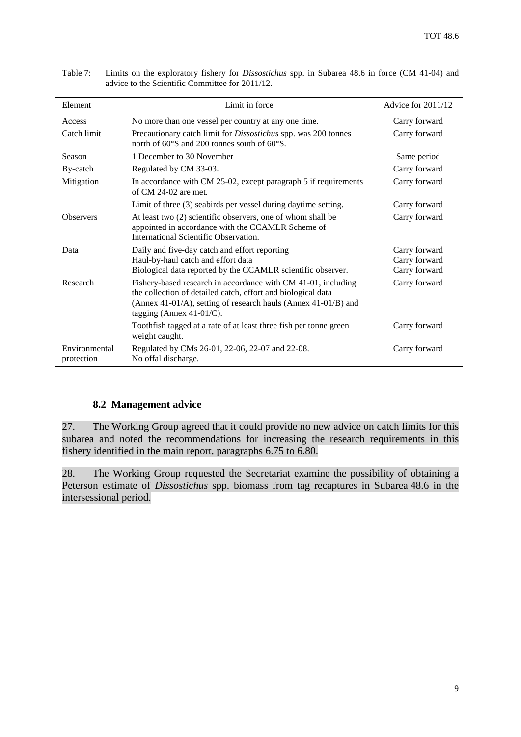Table 7: Limits on the exploratory fishery for *Dissostichus* spp. in Subarea 48.6 in force (CM 41-04) and advice to the Scientific Committee for 2011/12.

| Element | Limit in force | Advice for 2011/12 |
|---|---|---|
| Access | No more than one vessel per country at any one time. | Carry forward |
| Catch limit | Precautionary catch limit for *Dissostichus* spp. was 200 tonnes north of 60°S and 200 tonnes south of 60°S. | Carry forward |
| Season | 1 December to 30 November | Same period |
| By-catch | Regulated by CM 33-03. | Carry forward |
| Mitigation | In accordance with CM 25-02, except paragraph 5 if requirements of CM 24-02 are met. | Carry forward |
| | Limit of three (3) seabirds per vessel during daytime setting. | Carry forward |
| Observers | At least two (2) scientific observers, one of whom shall be appointed in accordance with the CCAMLR Scheme of International Scientific Observation. | Carry forward |
| Data | Daily and five-day catch and effort reporting<br>Haul-by-haul catch and effort data<br>Biological data reported by the CCAMLR scientific observer. | Carry forward<br>Carry forward<br>Carry forward |
| Research | Fishery-based research in accordance with CM 41-01, including the collection of detailed catch, effort and biological data (Annex 41-01/A), setting of research hauls (Annex 41-01/B) and tagging (Annex 41-01/C). | Carry forward |
| | Toothfish tagged at a rate of at least three fish per tonne green weight caught. | Carry forward |
| Environmental protection | Regulated by CMs 26-01, 22-06, 22-07 and 22-08.<br>No offal discharge. | Carry forward |

### 8.2 Management advice

27. The Working Group agreed that it could provide no new advice on catch limits for this subarea and noted the recommendations for increasing the research requirements in this fishery identified in the main report, paragraphs 6.75 to 6.80.

28. The Working Group requested the Secretariat examine the possibility of obtaining a Peterson estimate of *Dissostichus* spp. biomass from tag recaptures in Subarea 48.6 in the intersessional period.